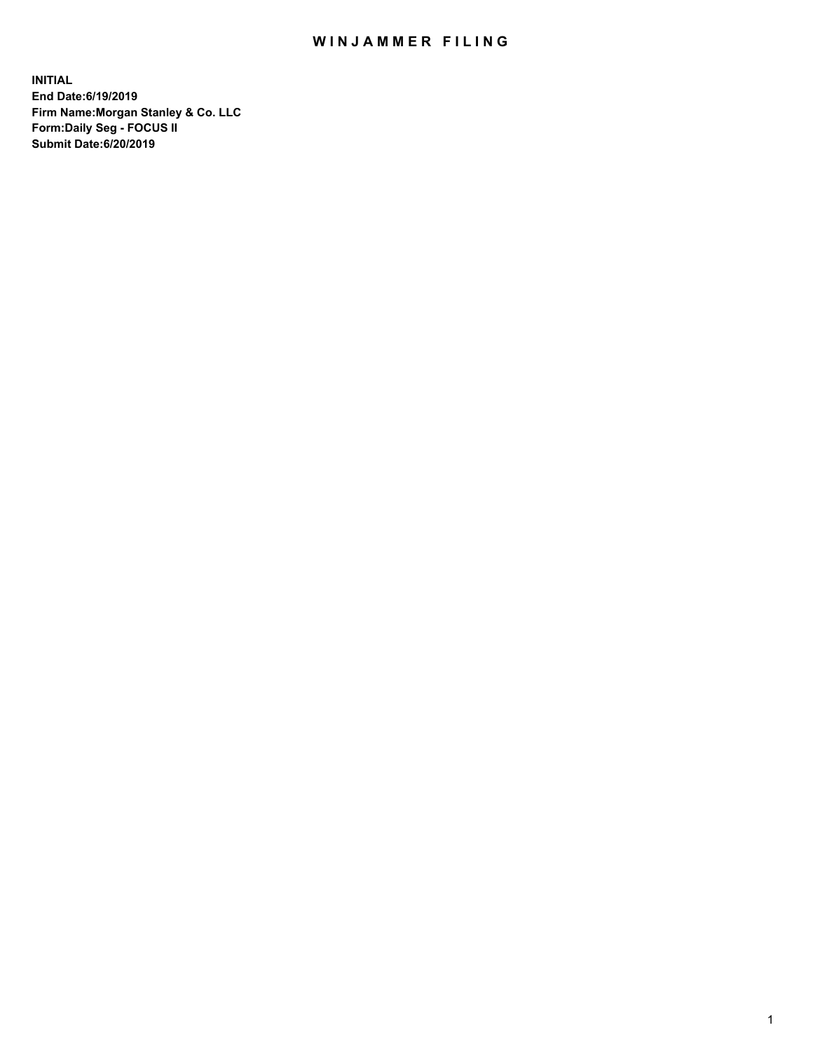# WINJAMMER FILING

**INITIAL**
**End Date:6/19/2019**
**Firm Name:Morgan Stanley & Co. LLC**
**Form:Daily Seg - FOCUS II**
**Submit Date:6/20/2019**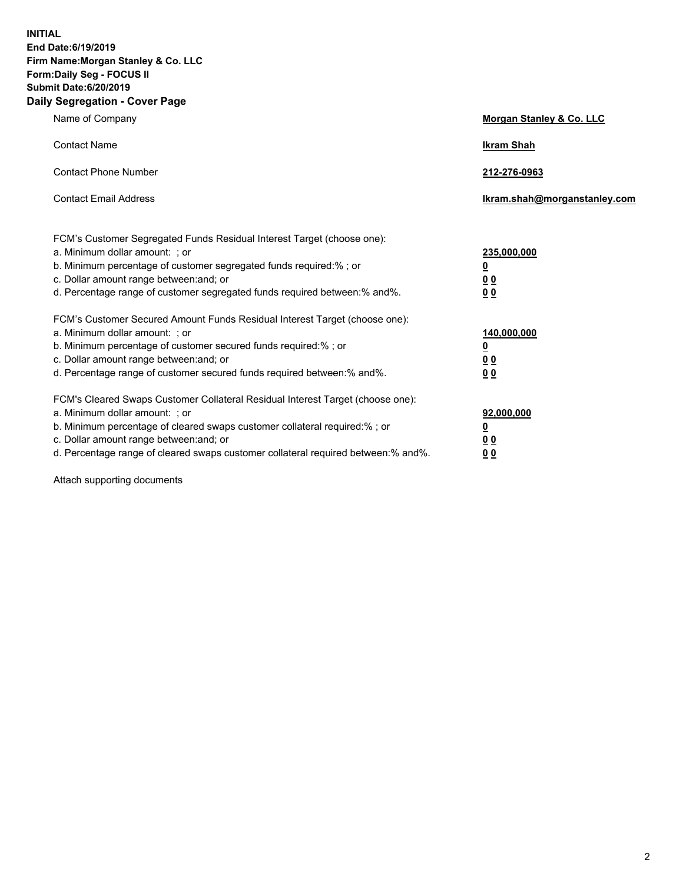**INITIAL**
**End Date:6/19/2019**
**Firm Name:Morgan Stanley & Co. LLC**
**Form:Daily Seg - FOCUS II**
**Submit Date:6/20/2019**

## Daily Segregation - Cover Page

| | |
|---|---|
| Name of Company | **Morgan Stanley & Co. LLC** |
| Contact Name | **Ikram Shah** |
| Contact Phone Number | **212-276-0963** |
| Contact Email Address | **Ikram.shah@morganstanley.com** |

| | |
|---|---|
| FCM's Customer Segregated Funds Residual Interest Target (choose one): | |
| a. Minimum dollar amount: ; or | **235,000,000** |
| b. Minimum percentage of customer segregated funds required:% ; or | **0** |
| c. Dollar amount range between:and; or | **0 0** |
| d. Percentage range of customer segregated funds required between:% and%. | **0 0** |
| FCM's Customer Secured Amount Funds Residual Interest Target (choose one): | |
| a. Minimum dollar amount: ; or | **140,000,000** |
| b. Minimum percentage of customer secured funds required:% ; or | **0** |
| c. Dollar amount range between:and; or | **0 0** |
| d. Percentage range of customer secured funds required between:% and%. | **0 0** |
| FCM's Cleared Swaps Customer Collateral Residual Interest Target (choose one): | |
| a. Minimum dollar amount: ; or | **92,000,000** |
| b. Minimum percentage of cleared swaps customer collateral required:% ; or | **0** |
| c. Dollar amount range between:and; or | **0 0** |
| d. Percentage range of cleared swaps customer collateral required between:% and%. | **0 0** |

Attach supporting documents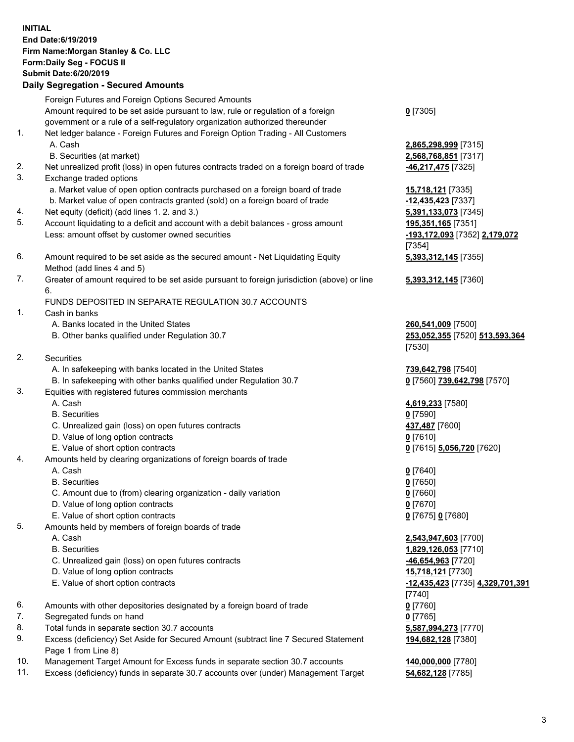**INITIAL**
**End Date:6/19/2019**
**Firm Name:Morgan Stanley & Co. LLC**
**Form:Daily Seg - FOCUS II**
**Submit Date:6/20/2019**
**Daily Segregation - Secured Amounts**

| | | |
|---|---|---|
| | Foreign Futures and Foreign Options Secured Amounts | |
| | Amount required to be set aside pursuant to law, rule or regulation of a foreign government or a rule of a self-regulatory organization authorized thereunder | **0** [7305] |
| 1. | Net ledger balance - Foreign Futures and Foreign Option Trading - All Customers | |
| | A. Cash | **2,865,298,999** [7315] |
| | B. Securities (at market) | **2,568,768,851** [7317] |
| 2. | Net unrealized profit (loss) in open futures contracts traded on a foreign board of trade | **-46,217,475** [7325] |
| 3. | Exchange traded options | |
| | a. Market value of open option contracts purchased on a foreign board of trade | **15,718,121** [7335] |
| | b. Market value of open contracts granted (sold) on a foreign board of trade | **-12,435,423** [7337] |
| 4. | Net equity (deficit) (add lines 1. 2. and 3.) | **5,391,133,073** [7345] |
| 5. | Account liquidating to a deficit and account with a debit balances - gross amount | **195,351,165** [7351] |
| | Less: amount offset by customer owned securities | **-193,172,093** [7352] **2,179,072** [7354] |
| 6. | Amount required to be set aside as the secured amount - Net Liquidating Equity Method (add lines 4 and 5) | **5,393,312,145** [7355] |
| 7. | Greater of amount required to be set aside pursuant to foreign jurisdiction (above) or line 6. | **5,393,312,145** [7360] |
| | FUNDS DEPOSITED IN SEPARATE REGULATION 30.7 ACCOUNTS | |
| 1. | Cash in banks | |
| | A. Banks located in the United States | **260,541,009** [7500] |
| | B. Other banks qualified under Regulation 30.7 | **253,052,355** [7520] **513,593,364** [7530] |
| 2. | Securities | |
| | A. In safekeeping with banks located in the United States | **739,642,798** [7540] |
| | B. In safekeeping with other banks qualified under Regulation 30.7 | **0** [7560] **739,642,798** [7570] |
| 3. | Equities with registered futures commission merchants | |
| | A. Cash | **4,619,233** [7580] |
| | B. Securities | **0** [7590] |
| | C. Unrealized gain (loss) on open futures contracts | **437,487** [7600] |
| | D. Value of long option contracts | **0** [7610] |
| | E. Value of short option contracts | **0** [7615] **5,056,720** [7620] |
| 4. | Amounts held by clearing organizations of foreign boards of trade | |
| | A. Cash | **0** [7640] |
| | B. Securities | **0** [7650] |
| | C. Amount due to (from) clearing organization - daily variation | **0** [7660] |
| | D. Value of long option contracts | **0** [7670] |
| | E. Value of short option contracts | **0** [7675] **0** [7680] |
| 5. | Amounts held by members of foreign boards of trade | |
| | A. Cash | **2,543,947,603** [7700] |
| | B. Securities | **1,829,126,053** [7710] |
| | C. Unrealized gain (loss) on open futures contracts | **-46,654,963** [7720] |
| | D. Value of long option contracts | **15,718,121** [7730] |
| | E. Value of short option contracts | **-12,435,423** [7735] **4,329,701,391** [7740] |
| 6. | Amounts with other depositories designated by a foreign board of trade | **0** [7760] |
| 7. | Segregated funds on hand | **0** [7765] |
| 8. | Total funds in separate section 30.7 accounts | **5,587,994,273** [7770] |
| 9. | Excess (deficiency) Set Aside for Secured Amount (subtract line 7 Secured Statement Page 1 from Line 8) | **194,682,128** [7380] |
| 10. | Management Target Amount for Excess funds in separate section 30.7 accounts | **140,000,000** [7780] |
| 11. | Excess (deficiency) funds in separate 30.7 accounts over (under) Management Target | **54,682,128** [7785] |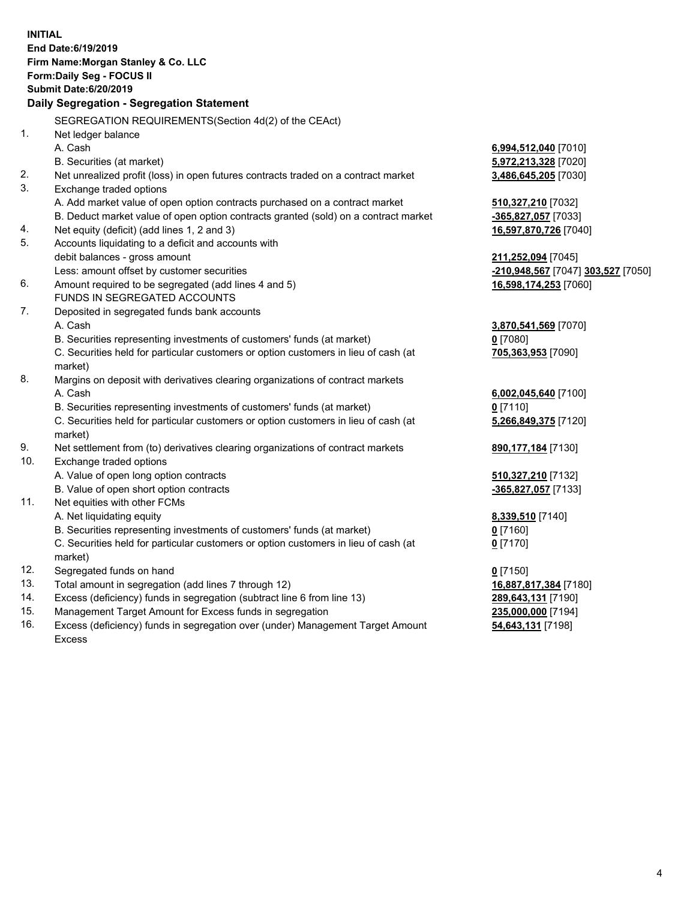**INITIAL**
**End Date:6/19/2019**
**Firm Name:Morgan Stanley & Co. LLC**
**Form:Daily Seg - FOCUS II**
**Submit Date:6/20/2019**

## Daily Segregation - Segregation Statement

SEGREGATION REQUIREMENTS(Section 4d(2) of the CEAct)

| | | |
|---|---|---|
| 1. | Net ledger balance | |
| | A. Cash | **6,994,512,040** [7010] |
| | B. Securities (at market) | **5,972,213,328** [7020] |
| 2. | Net unrealized profit (loss) in open futures contracts traded on a contract market | **3,486,645,205** [7030] |
| 3. | Exchange traded options | |
| | A. Add market value of open option contracts purchased on a contract market | **510,327,210** [7032] |
| | B. Deduct market value of open option contracts granted (sold) on a contract market | **-365,827,057** [7033] |
| 4. | Net equity (deficit) (add lines 1, 2 and 3) | **16,597,870,726** [7040] |
| 5. | Accounts liquidating to a deficit and accounts with | |
| | debit balances - gross amount | **211,252,094** [7045] |
| | Less: amount offset by customer securities | **-210,948,567** [7047] **303,527** [7050] |
| 6. | Amount required to be segregated (add lines 4 and 5) | **16,598,174,253** [7060] |
| | FUNDS IN SEGREGATED ACCOUNTS | |
| 7. | Deposited in segregated funds bank accounts | |
| | A. Cash | **3,870,541,569** [7070] |
| | B. Securities representing investments of customers' funds (at market) | **0** [7080] |
| | C. Securities held for particular customers or option customers in lieu of cash (at market) | **705,363,953** [7090] |
| 8. | Margins on deposit with derivatives clearing organizations of contract markets | |
| | A. Cash | **6,002,045,640** [7100] |
| | B. Securities representing investments of customers' funds (at market) | **0** [7110] |
| | C. Securities held for particular customers or option customers in lieu of cash (at market) | **5,266,849,375** [7120] |
| 9. | Net settlement from (to) derivatives clearing organizations of contract markets | **890,177,184** [7130] |
| 10. | Exchange traded options | |
| | A. Value of open long option contracts | **510,327,210** [7132] |
| | B. Value of open short option contracts | **-365,827,057** [7133] |
| 11. | Net equities with other FCMs | |
| | A. Net liquidating equity | **8,339,510** [7140] |
| | B. Securities representing investments of customers' funds (at market) | **0** [7160] |
| | C. Securities held for particular customers or option customers in lieu of cash (at market) | **0** [7170] |
| 12. | Segregated funds on hand | **0** [7150] |
| 13. | Total amount in segregation (add lines 7 through 12) | **16,887,817,384** [7180] |
| 14. | Excess (deficiency) funds in segregation (subtract line 6 from line 13) | **289,643,131** [7190] |
| 15. | Management Target Amount for Excess funds in segregation | **235,000,000** [7194] |
| 16. | Excess (deficiency) funds in segregation over (under) Management Target Amount Excess | **54,643,131** [7198] |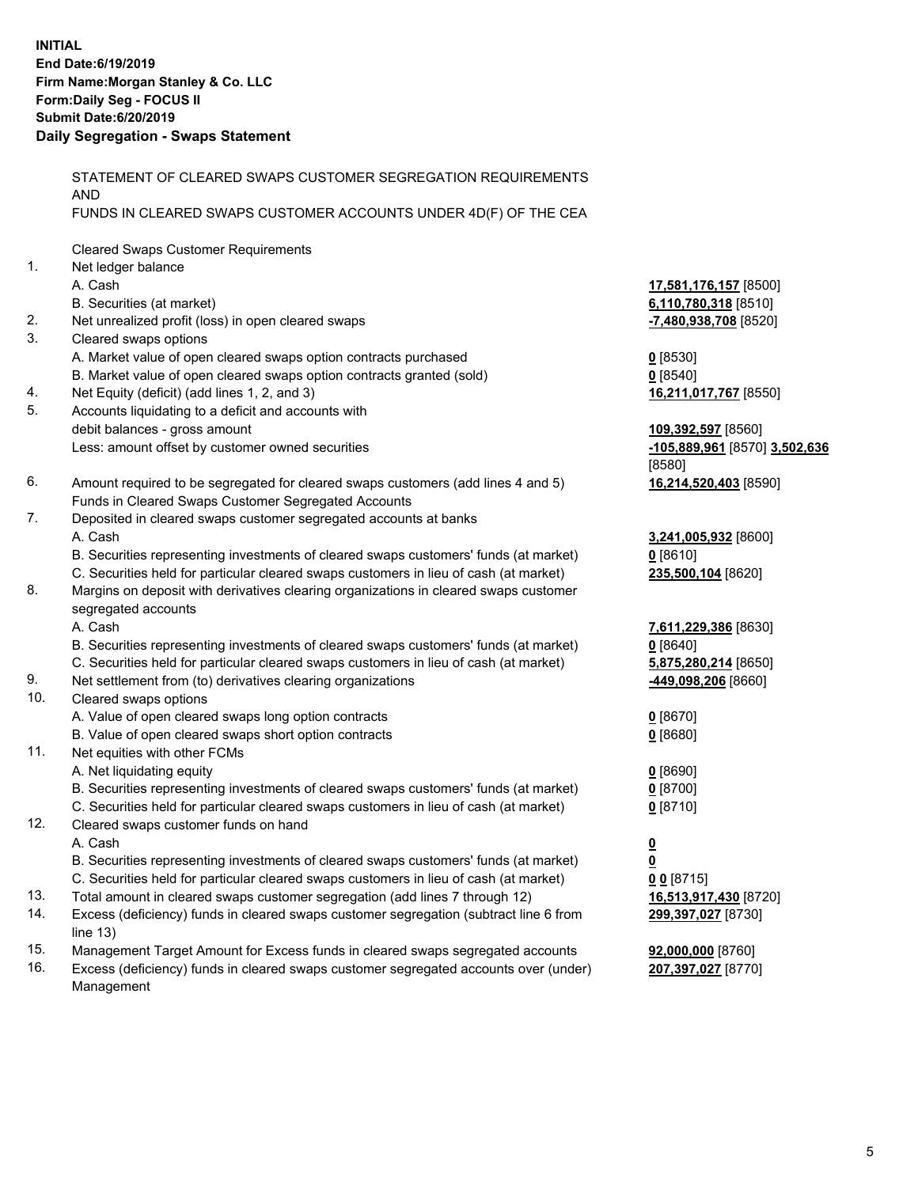**INITIAL**
**End Date:6/19/2019**
**Firm Name:Morgan Stanley & Co. LLC**
**Form:Daily Seg - FOCUS II**
**Submit Date:6/20/2019**
**Daily Segregation - Swaps Statement**

STATEMENT OF CLEARED SWAPS CUSTOMER SEGREGATION REQUIREMENTS AND FUNDS IN CLEARED SWAPS CUSTOMER ACCOUNTS UNDER 4D(F) OF THE CEA

| | | |
|---|---|---|
| | Cleared Swaps Customer Requirements | |
| 1. | Net ledger balance | |
| | A. Cash | **17,581,176,157** [8500] |
| | B. Securities (at market) | **6,110,780,318** [8510] |
| 2. | Net unrealized profit (loss) in open cleared swaps | **-7,480,938,708** [8520] |
| 3. | Cleared swaps options | |
| | A. Market value of open cleared swaps option contracts purchased | **0** [8530] |
| | B. Market value of open cleared swaps option contracts granted (sold) | **0** [8540] |
| 4. | Net Equity (deficit) (add lines 1, 2, and 3) | **16,211,017,767** [8550] |
| 5. | Accounts liquidating to a deficit and accounts with debit balances - gross amount | **109,392,597** [8560] |
| | Less: amount offset by customer owned securities | **-105,889,961** [8570] **3,502,636** [8580] |
| 6. | Amount required to be segregated for cleared swaps customers (add lines 4 and 5) | **16,214,520,403** [8590] |
| | Funds in Cleared Swaps Customer Segregated Accounts | |
| 7. | Deposited in cleared swaps customer segregated accounts at banks | |
| | A. Cash | **3,241,005,932** [8600] |
| | B. Securities representing investments of cleared swaps customers' funds (at market) | **0** [8610] |
| | C. Securities held for particular cleared swaps customers in lieu of cash (at market) | **235,500,104** [8620] |
| 8. | Margins on deposit with derivatives clearing organizations in cleared swaps customer segregated accounts | |
| | A. Cash | **7,611,229,386** [8630] |
| | B. Securities representing investments of cleared swaps customers' funds (at market) | **0** [8640] |
| | C. Securities held for particular cleared swaps customers in lieu of cash (at market) | **5,875,280,214** [8650] |
| 9. | Net settlement from (to) derivatives clearing organizations | **-449,098,206** [8660] |
| 10. | Cleared swaps options | |
| | A. Value of open cleared swaps long option contracts | **0** [8670] |
| | B. Value of open cleared swaps short option contracts | **0** [8680] |
| 11. | Net equities with other FCMs | |
| | A. Net liquidating equity | **0** [8690] |
| | B. Securities representing investments of cleared swaps customers' funds (at market) | **0** [8700] |
| | C. Securities held for particular cleared swaps customers in lieu of cash (at market) | **0** [8710] |
| 12. | Cleared swaps customer funds on hand | |
| | A. Cash | **0** |
| | B. Securities representing investments of cleared swaps customers' funds (at market) | **0** |
| | C. Securities held for particular cleared swaps customers in lieu of cash (at market) | **0** **0** [8715] |
| 13. | Total amount in cleared swaps customer segregation (add lines 7 through 12) | **16,513,917,430** [8720] |
| 14. | Excess (deficiency) funds in cleared swaps customer segregation (subtract line 6 from line 13) | **299,397,027** [8730] |
| 15. | Management Target Amount for Excess funds in cleared swaps segregated accounts | **92,000,000** [8760] |
| 16. | Excess (deficiency) funds in cleared swaps customer segregated accounts over (under) Management | **207,397,027** [8770] |